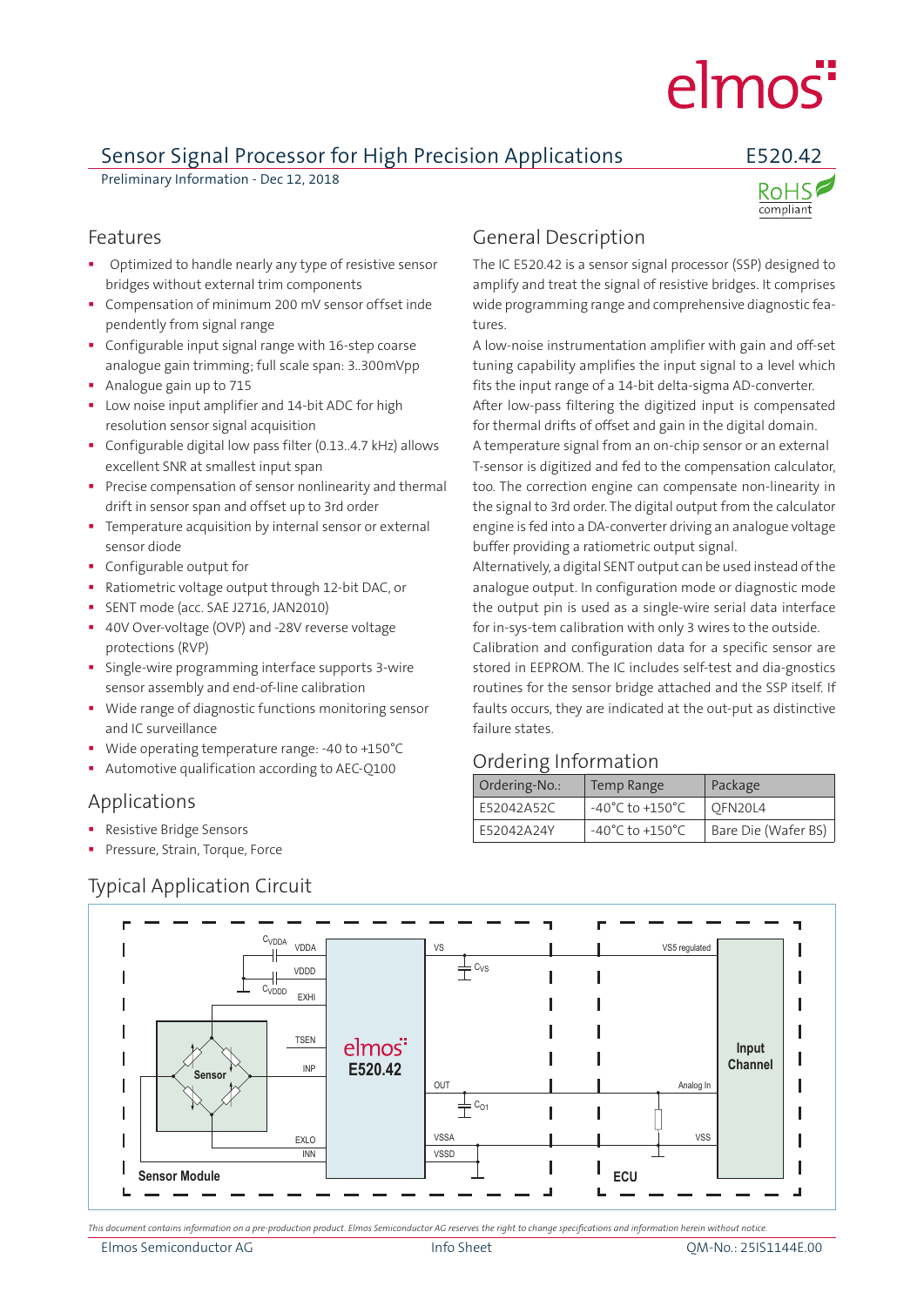# Sensor Signal Processor for High Precision Applications

**E520.42**

Preliminary Information - Dec 12, 2018

RoHS compliant

## Features

- Optimized to handle nearly any type of resistive sensor bridges without external trim components
- Compensation of minimum 200 mV sensor offset inde pendently from signal range
- Configurable input signal range with 16-step coarse analogue gain trimming; full scale span: 3..300mVpp
- Analogue gain up to 715
- Low noise input amplifier and 14-bit ADC for high resolution sensor signal acquisition
- Configurable digital low pass filter (0.13..4.7 kHz) allows excellent SNR at smallest input span
- Precise compensation of sensor nonlinearity and thermal drift in sensor span and offset up to 3rd order
- Temperature acquisition by internal sensor or external sensor diode
- Configurable output for
- Ratiometric voltage output through 12-bit DAC, or
- SENT mode (acc. SAE J2716, JAN2010)
- 40V Over-voltage (OVP) and -28V reverse voltage protections (RVP)
- Single-wire programming interface supports 3-wire sensor assembly and end-of-line calibration
- Wide range of diagnostic functions monitoring sensor and IC surveillance
- Wide operating temperature range: -40 to +150°C
- Automotive qualification according to AEC-Q100

## Applications

- Resistive Bridge Sensors
- Pressure, Strain, Torque, Force

## General Description

The IC E520.42 is a sensor signal processor (SSP) designed to amplify and treat the signal of resistive bridges. It comprises wide programming range and comprehensive diagnostic features.

A low-noise instrumentation amplifier with gain and off-set tuning capability amplifies the input signal to a level which fits the input range of a 14-bit delta-sigma AD-converter.

After low-pass filtering the digitized input is compensated for thermal drifts of offset and gain in the digital domain.

A temperature signal from an on-chip sensor or an external T-sensor is digitized and fed to the compensation calculator, too. The correction engine can compensate non-linearity in the signal to 3rd order. The digital output from the calculator engine is fed into a DA-converter driving an analogue voltage buffer providing a ratiometric output signal.

Alternatively, a digital SENT output can be used instead of the analogue output. In configuration mode or diagnostic mode the output pin is used as a single-wire serial data interface for in-sys-tem calibration with only 3 wires to the outside.

Calibration and configuration data for a specific sensor are stored in EEPROM. The IC includes self-test and dia-gnostics routines for the sensor bridge attached and the SSP itself. If faults occurs, they are indicated at the out-put as distinctive failure states.

## Ordering Information

| Ordering-No.: | Temp Range | Package |
|---|---|---|
| E52042A52C | -40°C to +150°C | QFN20L4 |
| E52042A24Y | -40°C to +150°C | Bare Die (Wafer BS) |

## Typical Application Circuit

*This document contains information on a pre-production product. Elmos Semiconductor AG reserves the right to change specifications and information herein without notice.*

Elmos Semiconductor AG — Info Sheet — QM-No.: 25IS1144E.00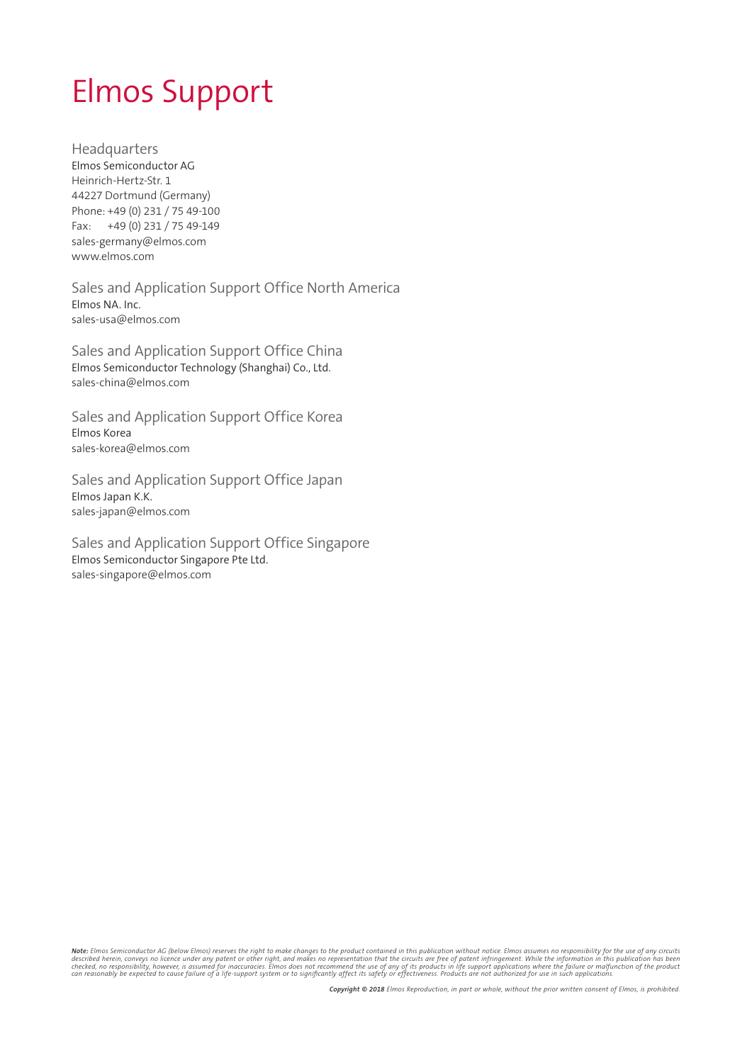# Elmos Support

## Headquarters

Elmos Semiconductor AG
Heinrich-Hertz-Str. 1
44227 Dortmund (Germany)
Phone: +49 (0) 231 / 75 49-100
Fax: +49 (0) 231 / 75 49-149
sales-germany@elmos.com
www.elmos.com

## Sales and Application Support Office North America

Elmos NA. Inc.
sales-usa@elmos.com

## Sales and Application Support Office China

Elmos Semiconductor Technology (Shanghai) Co., Ltd.
sales-china@elmos.com

## Sales and Application Support Office Korea

Elmos Korea
sales-korea@elmos.com

## Sales and Application Support Office Japan

Elmos Japan K.K.
sales-japan@elmos.com

## Sales and Application Support Office Singapore

Elmos Semiconductor Singapore Pte Ltd.
sales-singapore@elmos.com

***Note:*** *Elmos Semiconductor AG (below Elmos) reserves the right to make changes to the product contained in this publication without notice. Elmos assumes no responsibility for the use of any circuits described herein, conveys no licence under any patent or other right, and makes no representation that the circuits are free of patent infringement. While the information in this publication has been checked, no responsibility, however, is assumed for inaccuracies. Elmos does not recommend the use of any of its products in life support applications where the failure or malfunction of the product can reasonably be expected to cause failure of a life-support system or to significantly affect its safety or effectiveness. Products are not authorized for use in such applications.*

***Copyright © 2018*** *Elmos Reproduction, in part or whole, without the prior written consent of Elmos, is prohibited.*